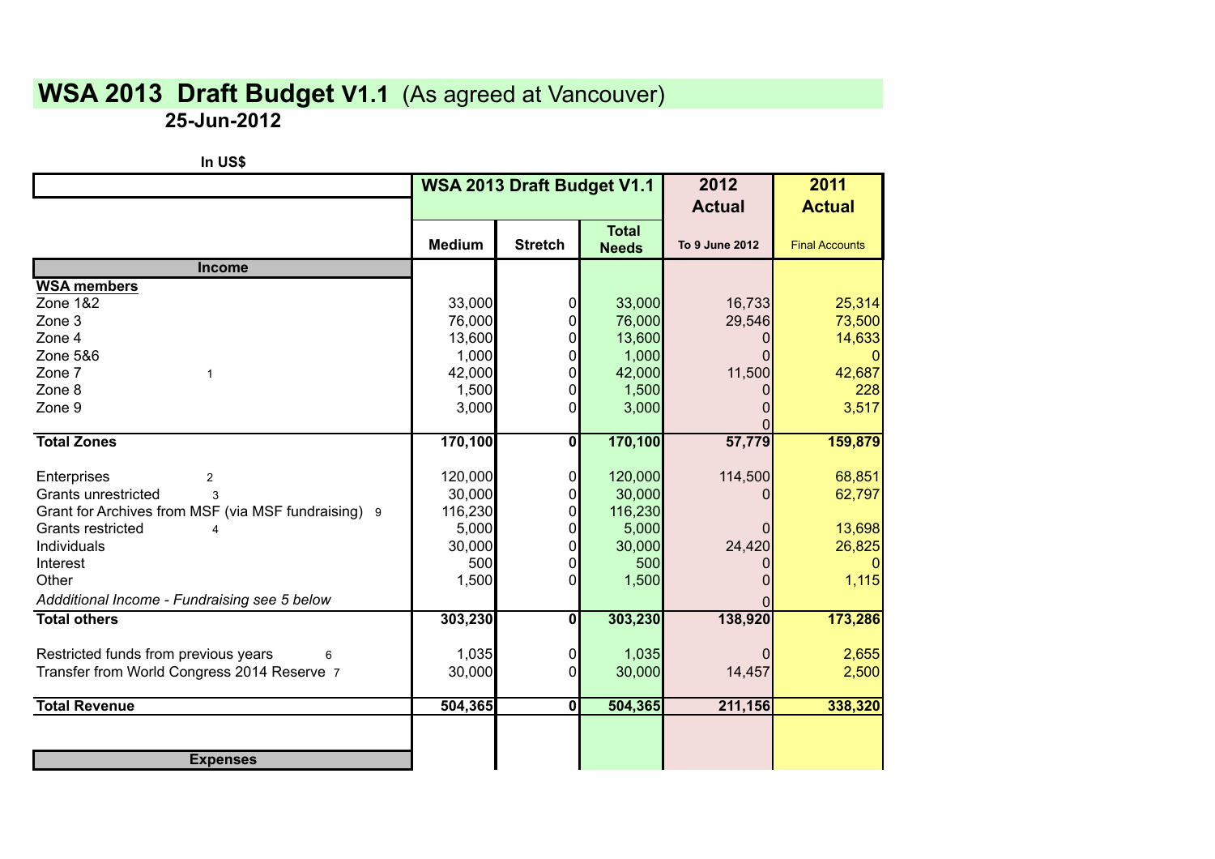# WSA 2013 Draft Budget V1.1 (As agreed at Vancouver)

**25-Jun-2012**

**In US$**

| | | WSA 2013 Draft Budget V1.1 | | 2012 Actual | 2011 Actual |
|---|---|---|---|---|---|
| | **Medium** | **Stretch** | **Total Needs** | **To 9 June 2012** | **Final Accounts** |
| **Income** | | | | | |
| **WSA members** | | | | | |
| Zone 1&2 | 33,000 | 0 | 33,000 | 16,733 | 25,314 |
| Zone 3 | 76,000 | 0 | 76,000 | 29,546 | 73,500 |
| Zone 4 | 13,600 | 0 | 13,600 | 0 | 14,633 |
| Zone 5&6 | 1,000 | 0 | 1,000 | 0 | 0 |
| Zone 7 1 | 42,000 | 0 | 42,000 | 11,500 | 42,687 |
| Zone 8 | 1,500 | 0 | 1,500 | 0 | 228 |
| Zone 9 | 3,000 | 0 | 3,000 | 0 | 3,517 |
| | | | | 0 | |
| **Total Zones** | **170,100** | **0** | **170,100** | **57,779** | **159,879** |
| | | | | | |
| Enterprises 2 | 120,000 | 0 | 120,000 | 114,500 | 68,851 |
| Grants unrestricted 3 | 30,000 | 0 | 30,000 | 0 | 62,797 |
| Grant for Archives from MSF (via MSF fundraising) 9 | 116,230 | 0 | 116,230 | | |
| Grants restricted 4 | 5,000 | 0 | 5,000 | 0 | 13,698 |
| Individuals | 30,000 | 0 | 30,000 | 24,420 | 26,825 |
| Interest | 500 | 0 | 500 | 0 | 0 |
| Other | 1,500 | 0 | 1,500 | 0 | 1,115 |
| *Addditional Income - Fundraising see 5 below* | | | | 0 | |
| **Total others** | **303,230** | **0** | **303,230** | **138,920** | **173,286** |
| | | | | | |
| Restricted funds from previous years 6 | 1,035 | 0 | 1,035 | 0 | 2,655 |
| Transfer from World Congress 2014 Reserve 7 | 30,000 | 0 | 30,000 | 14,457 | 2,500 |
| | | | | | |
| **Total Revenue** | **504,365** | **0** | **504,365** | **211,156** | **338,320** |
| | | | | | |
| **Expenses** | | | | | |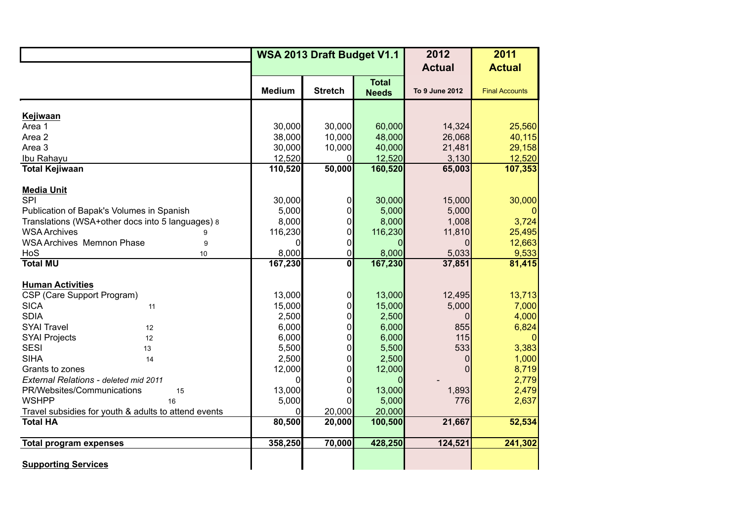| | WSA 2013 Draft Budget V1.1 | | | 2012 Actual | 2011 Actual |
|---|---|---|---|---|---|
| | Medium | Stretch | Total Needs | To 9 June 2012 | Final Accounts |
| **Kejiwaan** | | | | | |
| Area 1 | 30,000 | 30,000 | 60,000 | 14,324 | 25,560 |
| Area 2 | 38,000 | 10,000 | 48,000 | 26,068 | 40,115 |
| Area 3 | 30,000 | 10,000 | 40,000 | 21,481 | 29,158 |
| Ibu Rahayu | 12,520 | 0 | 12,520 | 3,130 | 12,520 |
| **Total Kejiwaan** | **110,520** | **50,000** | **160,520** | **65,003** | **107,353** |
| **Media Unit** | | | | | |
| SPI | 30,000 | 0 | 30,000 | 15,000 | 30,000 |
| Publication of Bapak's Volumes in Spanish | 5,000 | 0 | 5,000 | 5,000 | 0 |
| Translations (WSA+other docs into 5 languages) 8 | 8,000 | 0 | 8,000 | 1,008 | 3,724 |
| WSA Archives 9 | 116,230 | 0 | 116,230 | 11,810 | 25,495 |
| WSA Archives Memnon Phase 9 | 0 | 0 | 0 | 0 | 12,663 |
| HoS 10 | 8,000 | 0 | 8,000 | 5,033 | 9,533 |
| **Total MU** | **167,230** | **0** | **167,230** | **37,851** | **81,415** |
| **Human Activities** | | | | | |
| CSP (Care Support Program) | 13,000 | 0 | 13,000 | 12,495 | 13,713 |
| SICA 11 | 15,000 | 0 | 15,000 | 5,000 | 7,000 |
| SDIA | 2,500 | 0 | 2,500 | 0 | 4,000 |
| SYAI Travel 12 | 6,000 | 0 | 6,000 | 855 | 6,824 |
| SYAI Projects 12 | 6,000 | 0 | 6,000 | 115 | 0 |
| SESI 13 | 5,500 | 0 | 5,500 | 533 | 3,383 |
| SIHA 14 | 2,500 | 0 | 2,500 | 0 | 1,000 |
| Grants to zones | 12,000 | 0 | 12,000 | 0 | 8,719 |
| *External Relations - deleted mid 2011* | 0 | 0 | 0 | - | 2,779 |
| PR/Websites/Communications 15 | 13,000 | 0 | 13,000 | 1,893 | 2,479 |
| WSHPP 16 | 5,000 | 0 | 5,000 | 776 | 2,637 |
| Travel subsidies for youth & adults to attend events | 0 | 20,000 | 20,000 | | |
| **Total HA** | **80,500** | **20,000** | **100,500** | **21,667** | **52,534** |
| **Total program expenses** | **358,250** | **70,000** | **428,250** | **124,521** | **241,302** |
| **Supporting Services** | | | | | |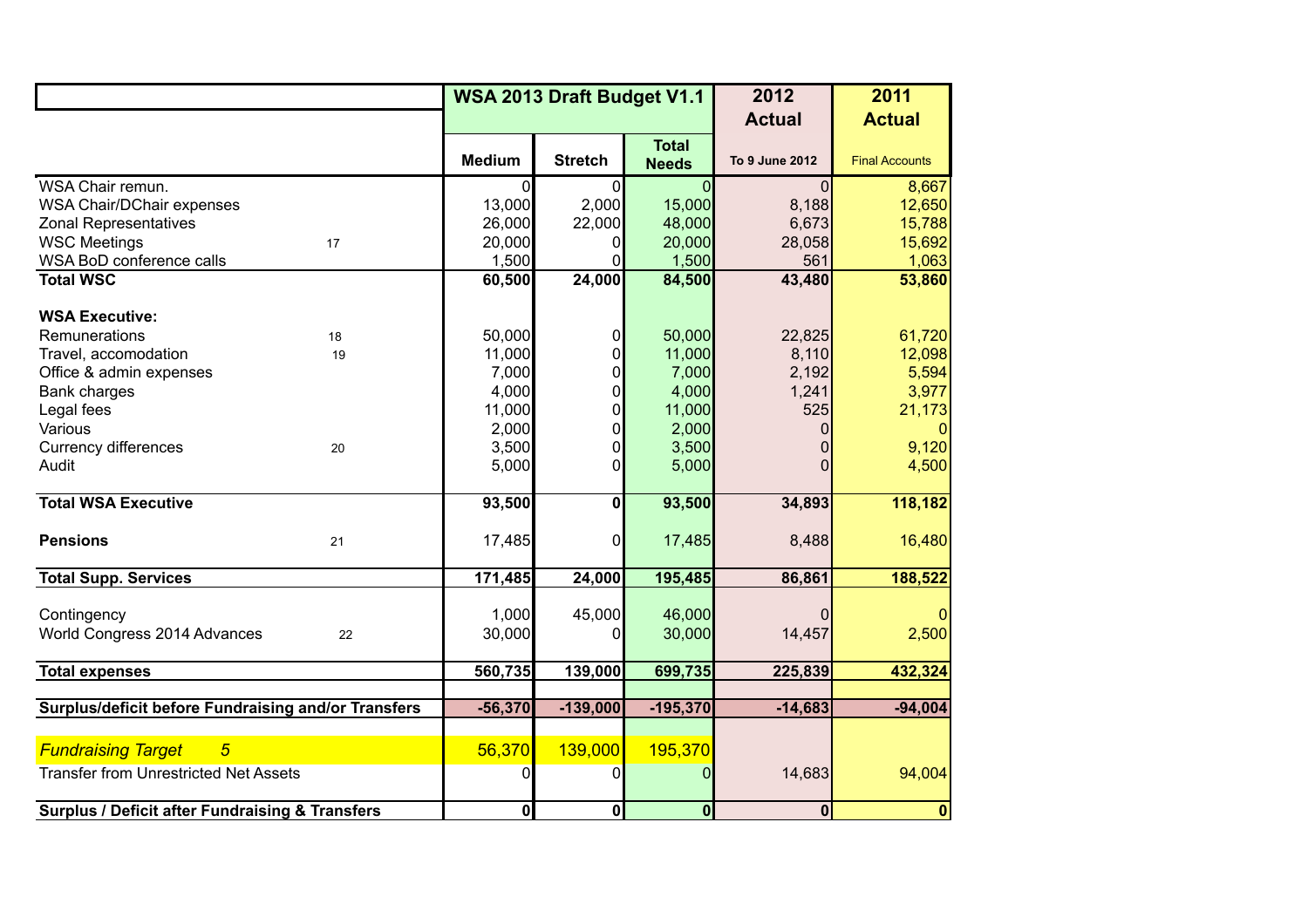| | | WSA 2013 Draft Budget V1.1 | | | 2012 Actual | 2011 Actual |
|---|---|---|---|---|---|---|
| | | Medium | Stretch | Total Needs | To 9 June 2012 | Final Accounts |
| WSA Chair remun. | | 0 | 0 | 0 | 0 | 8,667 |
| WSA Chair/DChair expenses | | 13,000 | 2,000 | 15,000 | 8,188 | 12,650 |
| Zonal Representatives | | 26,000 | 22,000 | 48,000 | 6,673 | 15,788 |
| WSC Meetings | 17 | 20,000 | 0 | 20,000 | 28,058 | 15,692 |
| WSA BoD conference calls | | 1,500 | 0 | 1,500 | 561 | 1,063 |
| **Total WSC** | | **60,500** | **24,000** | **84,500** | **43,480** | **53,860** |
| **WSA Executive:** | | | | | | |
| Remunerations | 18 | 50,000 | 0 | 50,000 | 22,825 | 61,720 |
| Travel, accomodation | 19 | 11,000 | 0 | 11,000 | 8,110 | 12,098 |
| Office & admin expenses | | 7,000 | 0 | 7,000 | 2,192 | 5,594 |
| Bank charges | | 4,000 | 0 | 4,000 | 1,241 | 3,977 |
| Legal fees | | 11,000 | 0 | 11,000 | 525 | 21,173 |
| Various | | 2,000 | 0 | 2,000 | 0 | 0 |
| Currency differences | 20 | 3,500 | 0 | 3,500 | 0 | 9,120 |
| Audit | | 5,000 | 0 | 5,000 | 0 | 4,500 |
| **Total WSA Executive** | | **93,500** | **0** | **93,500** | **34,893** | **118,182** |
| **Pensions** | 21 | 17,485 | 0 | 17,485 | 8,488 | 16,480 |
| **Total Supp. Services** | | **171,485** | **24,000** | **195,485** | **86,861** | **188,522** |
| Contingency | | 1,000 | 45,000 | 46,000 | 0 | 0 |
| World Congress 2014 Advances | 22 | 30,000 | 0 | 30,000 | 14,457 | 2,500 |
| **Total expenses** | | **560,735** | **139,000** | **699,735** | **225,839** | **432,324** |
| **Surplus/deficit before Fundraising and/or Transfers** | | **-56,370** | **-139,000** | **-195,370** | **-14,683** | **-94,004** |
| *Fundraising Target* | *5* | 56,370 | 139,000 | 195,370 | | |
| Transfer from Unrestricted Net Assets | | 0 | 0 | 0 | 14,683 | 94,004 |
| **Surplus / Deficit after Fundraising & Transfers** | | **0** | **0** | **0** | **0** | **0** |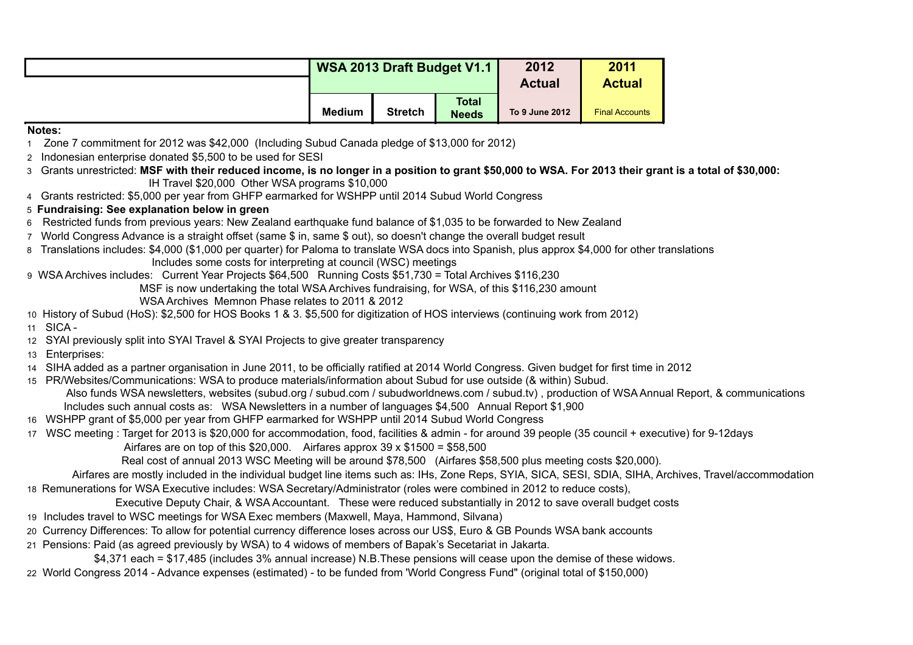| | WSA 2013 Draft Budget V1.1 | | | 2012 Actual | 2011 Actual |
|---|---|---|---|---|---|
| | Medium | Stretch | Total Needs | To 9 June 2012 | Final Accounts |

**Notes:**

1 Zone 7 commitment for 2012 was $42,000 (Including Subud Canada pledge of $13,000 for 2012)

2 Indonesian enterprise donated $5,500 to be used for SESI

3 Grants unrestricted: **MSF with their reduced income, is no longer in a position to grant $50,000 to WSA. For 2013 their grant is a total of $30,000:**
IH Travel $20,000 Other WSA programs $10,000

4 Grants restricted: $5,000 per year from GHFP earmarked for WSHPP until 2014 Subud World Congress

5 **Fundraising: See explanation below in green**

6 Restricted funds from previous years: New Zealand earthquake fund balance of $1,035 to be forwarded to New Zealand

7 World Congress Advance is a straight offset (same $ in, same $ out), so doesn't change the overall budget result

8 Translations includes: $4,000 ($1,000 per quarter) for Paloma to translate WSA docs into Spanish, plus approx $4,000 for other translations
Includes some costs for interpreting at council (WSC) meetings

9 WSA Archives includes: Current Year Projects $64,500 Running Costs $51,730 = Total Archives $116,230
MSF is now undertaking the total WSA Archives fundraising, for WSA, of this $116,230 amount
WSA Archives Memnon Phase relates to 2011 & 2012

10 History of Subud (HoS): $2,500 for HOS Books 1 & 3. $5,500 for digitization of HOS interviews (continuing work from 2012)

11 SICA -

12 SYAI previously split into SYAI Travel & SYAI Projects to give greater transparency

13 Enterprises:

14 SIHA added as a partner organisation in June 2011, to be officially ratified at 2014 World Congress. Given budget for first time in 2012

15 PR/Websites/Communications: WSA to produce materials/information about Subud for use outside (& within) Subud.
Also funds WSA newsletters, websites (subud.org / subud.com / subudworldnews.com / subud.tv) , production of WSA Annual Report, & communications
Includes such annual costs as: WSA Newsletters in a number of languages $4,500 Annual Report $1,900

16 WSHPP grant of $5,000 per year from GHFP earmarked for WSHPP until 2014 Subud World Congress

17 WSC meeting : Target for 2013 is $20,000 for accommodation, food, facilities & admin - for around 39 people (35 council + executive) for 9-12days
Airfares are on top of this $20,000. Airfares approx 39 x $1500 = $58,500
Real cost of annual 2013 WSC Meeting will be around $78,500 (Airfares $58,500 plus meeting costs $20,000).
Airfares are mostly included in the individual budget line items such as: IHs, Zone Reps, SYIA, SICA, SESI, SDIA, SIHA, Archives, Travel/accommodation

18 Remunerations for WSA Executive includes: WSA Secretary/Administrator (roles were combined in 2012 to reduce costs),
Executive Deputy Chair, & WSA Accountant. These were reduced substantially in 2012 to save overall budget costs

19 Includes travel to WSC meetings for WSA Exec members (Maxwell, Maya, Hammond, Silvana)

20 Currency Differences: To allow for potential currency difference loses across our US$, Euro & GB Pounds WSA bank accounts

21 Pensions: Paid (as agreed previously by WSA) to 4 widows of members of Bapak's Secetariat in Jakarta.
$4,371 each = $17,485 (includes 3% annual increase) N.B.These pensions will cease upon the demise of these widows.

22 World Congress 2014 - Advance expenses (estimated) - to be funded from 'World Congress Fund" (original total of $150,000)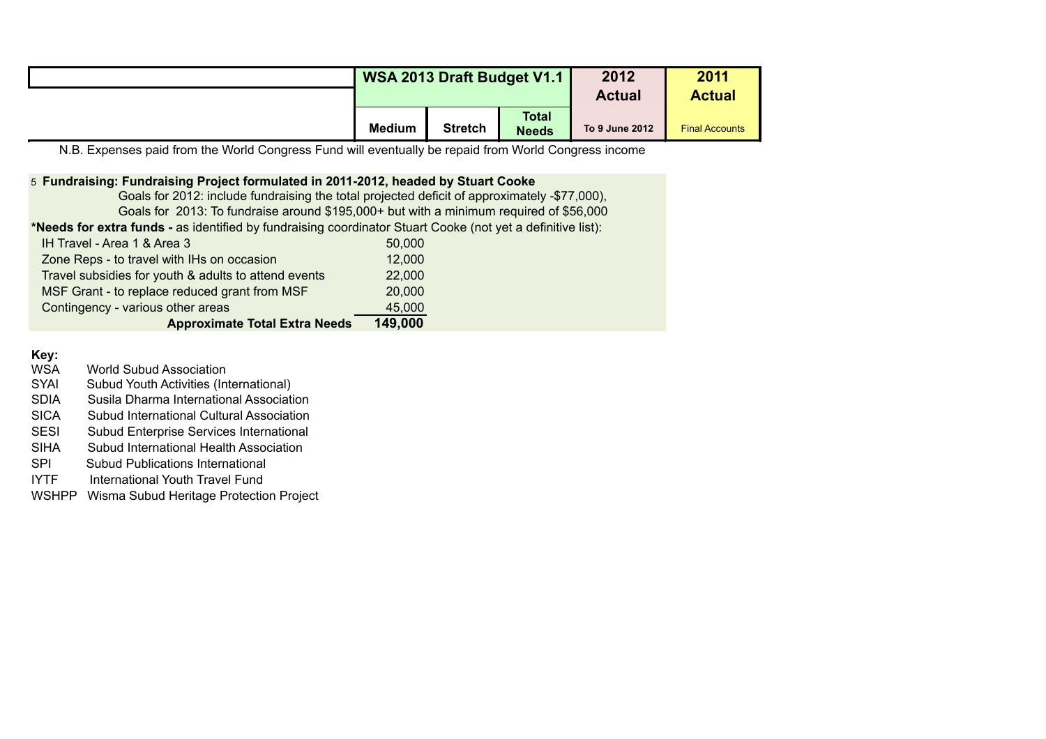| | WSA 2013 Draft Budget V1.1 | | | 2012 Actual | 2011 Actual |
|---|---|---|---|---|---|
| | Medium | Stretch | Total Needs | To 9 June 2012 | Final Accounts |

N.B. Expenses paid from the World Congress Fund will eventually be repaid from World Congress income

5 **Fundraising: Fundraising Project formulated in 2011-2012, headed by Stuart Cooke**

Goals for 2012: include fundraising the total projected deficit of approximately -$77,000),

Goals for 2013: To fundraise around $195,000+ but with a minimum required of $56,000

**\*Needs for extra funds -** as identified by fundraising coordinator Stuart Cooke (not yet a definitive list):

| | |
|---|---|
| IH Travel - Area 1 & Area 3 | 50,000 |
| Zone Reps - to travel with IHs on occasion | 12,000 |
| Travel subsidies for youth & adults to attend events | 22,000 |
| MSF Grant - to replace reduced grant from MSF | 20,000 |
| Contingency - various other areas | 45,000 |
| **Approximate Total Extra Needs** | **149,000** |

**Key:**

| | |
|---|---|
| WSA | World Subud Association |
| SYAI | Subud Youth Activities (International) |
| SDIA | Susila Dharma International Association |
| SICA | Subud International Cultural Association |
| SESI | Subud Enterprise Services International |
| SIHA | Subud International Health Association |
| SPI | Subud Publications International |
| IYTF | International Youth Travel Fund |
| WSHPP | Wisma Subud Heritage Protection Project |